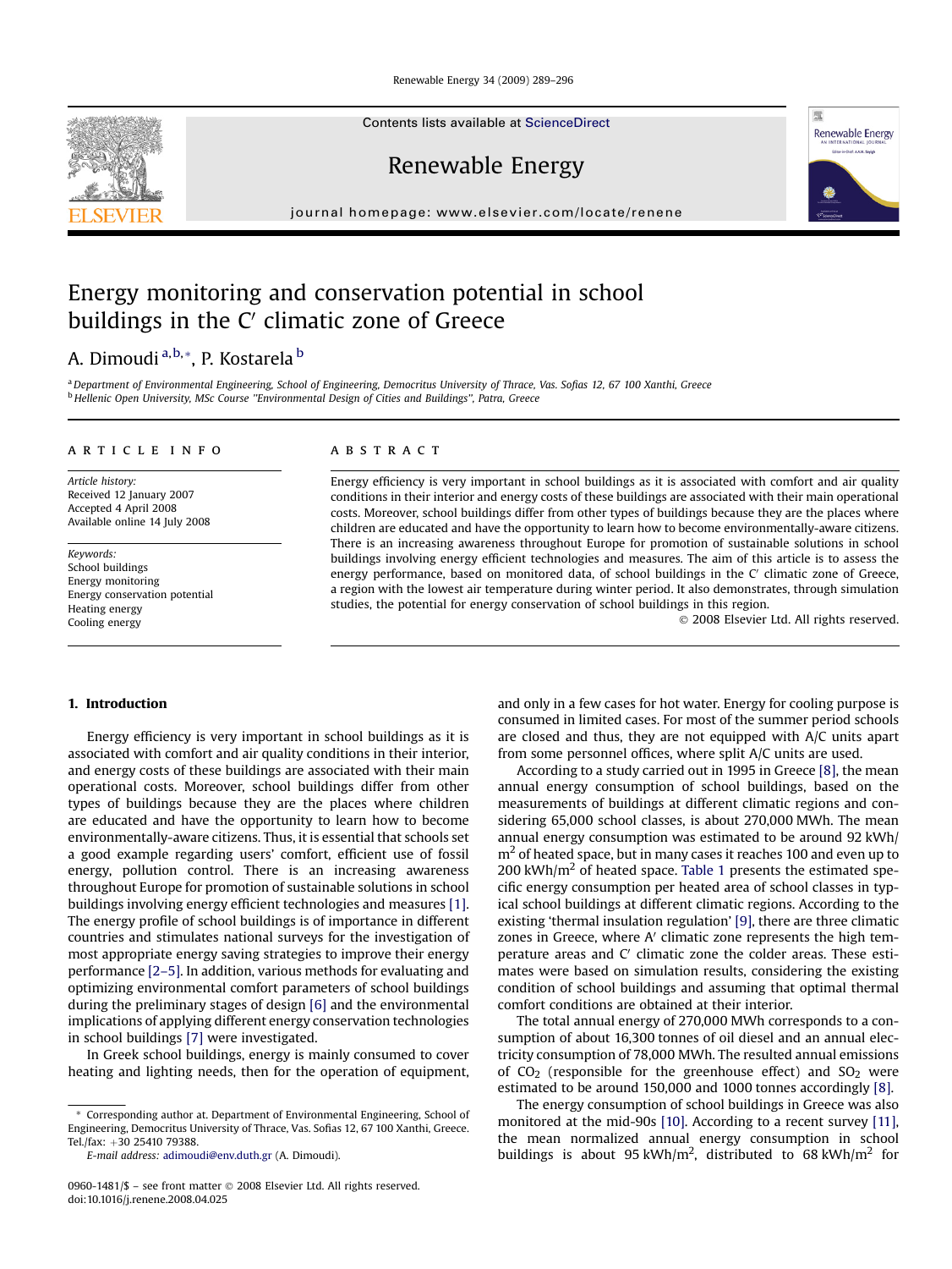# Energy monitoring and conservation potential in school buildings in the C′ climatic zone of Greece

A. Dimoudi [a,b,*], P. Kostarela [b]

[a] Department of Environmental Engineering, School of Engineering, Democritus University of Thrace, Vas. Sofias 12, 67 100 Xanthi, Greece
[b] Hellenic Open University, MSc Course "Environmental Design of Cities and Buildings", Patra, Greece

## ARTICLE INFO

*Article history:*
Received 12 January 2007
Accepted 4 April 2008
Available online 14 July 2008

*Keywords:*
School buildings
Energy monitoring
Energy conservation potential
Heating energy
Cooling energy

## ABSTRACT

Energy efficiency is very important in school buildings as it is associated with comfort and air quality conditions in their interior and energy costs of these buildings are associated with their main operational costs. Moreover, school buildings differ from other types of buildings because they are the places where children are educated and have the opportunity to learn how to become environmentally-aware citizens. There is an increasing awareness throughout Europe for promotion of sustainable solutions in school buildings involving energy efficient technologies and measures. The aim of this article is to assess the energy performance, based on monitored data, of school buildings in the C′ climatic zone of Greece, a region with the lowest air temperature during winter period. It also demonstrates, through simulation studies, the potential for energy conservation of school buildings in this region.

© 2008 Elsevier Ltd. All rights reserved.

## 1. Introduction

Energy efficiency is very important in school buildings as it is associated with comfort and air quality conditions in their interior, and energy costs of these buildings are associated with their main operational costs. Moreover, school buildings differ from other types of buildings because they are the places where children are educated and have the opportunity to learn how to become environmentally-aware citizens. Thus, it is essential that schools set a good example regarding users' comfort, efficient use of fossil energy, pollution control. There is an increasing awareness throughout Europe for promotion of sustainable solutions in school buildings involving energy efficient technologies and measures [1]. The energy profile of school buildings is of importance in different countries and stimulates national surveys for the investigation of most appropriate energy saving strategies to improve their energy performance [2–5]. In addition, various methods for evaluating and optimizing environmental comfort parameters of school buildings during the preliminary stages of design [6] and the environmental implications of applying different energy conservation technologies in school buildings [7] were investigated.

In Greek school buildings, energy is mainly consumed to cover heating and lighting needs, then for the operation of equipment, and only in a few cases for hot water. Energy for cooling purpose is consumed in limited cases. For most of the summer period schools are closed and thus, they are not equipped with A/C units apart from some personnel offices, where split A/C units are used.

According to a study carried out in 1995 in Greece [8], the mean annual energy consumption of school buildings, based on the measurements of buildings at different climatic regions and considering 65,000 school classes, is about 270,000 MWh. The mean annual energy consumption was estimated to be around 92 kWh/m$^2$ of heated space, but in many cases it reaches 100 and even up to 200 kWh/m$^2$ of heated space. Table 1 presents the estimated specific energy consumption per heated area of school classes in typical school buildings at different climatic regions. According to the existing 'thermal insulation regulation' [9], there are three climatic zones in Greece, where A′ climatic zone represents the high temperature areas and C′ climatic zone the colder areas. These estimates were based on simulation results, considering the existing condition of school buildings and assuming that optimal thermal comfort conditions are obtained at their interior.

The total annual energy of 270,000 MWh corresponds to a consumption of about 16,300 tonnes of oil diesel and an annual electricity consumption of 78,000 MWh. The resulted annual emissions of $CO_2$ (responsible for the greenhouse effect) and $SO_2$ were estimated to be around 150,000 and 1000 tonnes accordingly [8].

The energy consumption of school buildings in Greece was also monitored at the mid-90s [10]. According to a recent survey [11], the mean normalized annual energy consumption in school buildings is about 95 kWh/m$^2$, distributed to 68 kWh/m$^2$ for

* Corresponding author at. Department of Environmental Engineering, School of Engineering, Democritus University of Thrace, Vas. Sofias 12, 67 100 Xanthi, Greece. Tel./fax: +30 25410 79388.
*E-mail address:* adimoudi@env.duth.gr (A. Dimoudi).

0960-1481/$ – see front matter © 2008 Elsevier Ltd. All rights reserved.
doi:10.1016/j.renene.2008.04.025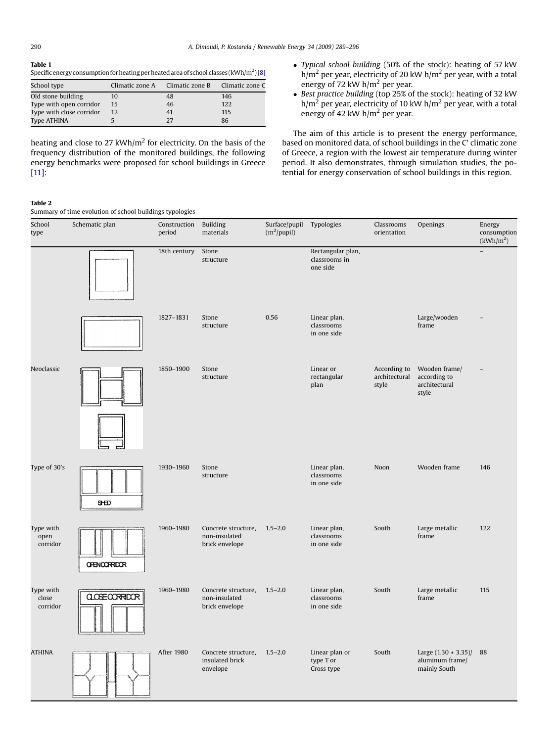**Table 1**
Specific energy consumption for heating per heated area of school classes (kWh/m$^2$) [8]

| School type | Climatic zone A | Climatic zone B | Climatic zone C |
|---|---|---|---|
| Old stone building | 10 | 48 | 146 |
| Type with open corridor | 15 | 46 | 122 |
| Type with close corridor | 12 | 41 | 115 |
| Type ATHINA | 5 | 27 | 86 |

heating and close to 27 kWh/m$^2$ for electricity. On the basis of the frequency distribution of the monitored buildings, the following energy benchmarks were proposed for school buildings in Greece [11]:

- *Typical school building* (50% of the stock): heating of 57 kW h/m$^2$ per year, electricity of 20 kW h/m$^2$ per year, with a total energy of 72 kW h/m$^2$ per year.
- *Best practice building* (top 25% of the stock): heating of 32 kW h/m$^2$ per year, electricity of 10 kW h/m$^2$ per year, with a total energy of 42 kW h/m$^2$ per year.

The aim of this article is to present the energy performance, based on monitored data, of school buildings in the C′ climatic zone of Greece, a region with the lowest air temperature during winter period. It also demonstrates, through simulation studies, the potential for energy conservation of school buildings in this region.

**Table 2**
Summary of time evolution of school buildings typologies

| School type | Schematic plan | Construction period | Building materials | Surface/pupil (m$^2$/pupil) | Typologies | Classrooms orientation | Openings | Energy consumption (kWh/m$^2$) |
|---|---|---|---|---|---|---|---|---|
| | | 18th century | Stone structure | | Rectangular plan, classrooms in one side | | | – |
| | | 1827–1831 | Stone structure | 0.56 | Linear plan, classrooms in one side | | Large/wooden frame | – |
| Neoclassic | | 1850–1900 | Stone structure | | Linear or rectangular plan | According to architectural style | Wooden frame/ according to architectural style | – |
| Type of 30's | SHED | 1930–1960 | Stone structure | | Linear plan, classrooms in one side | Noon | Wooden frame | 146 |
| Type with open corridor | OPEN CORRIDOR | 1960–1980 | Concrete structure, non-insulated brick envelope | 1.5–2.0 | Linear plan, classrooms in one side | South | Large metallic frame | 122 |
| Type with close corridor | CLOSE CORRIDOR | 1960–1980 | Concrete structure, non-insulated brick envelope | 1.5–2.0 | Linear plan, classrooms in one side | South | Large metallic frame | 115 |
| ATHINA | | After 1980 | Concrete structure, insulated brick envelope | 1.5–2.0 | Linear plan or type T or Cross type | South | Large (1.30 * 3.35)/ aluminum frame/ mainly South | 88 |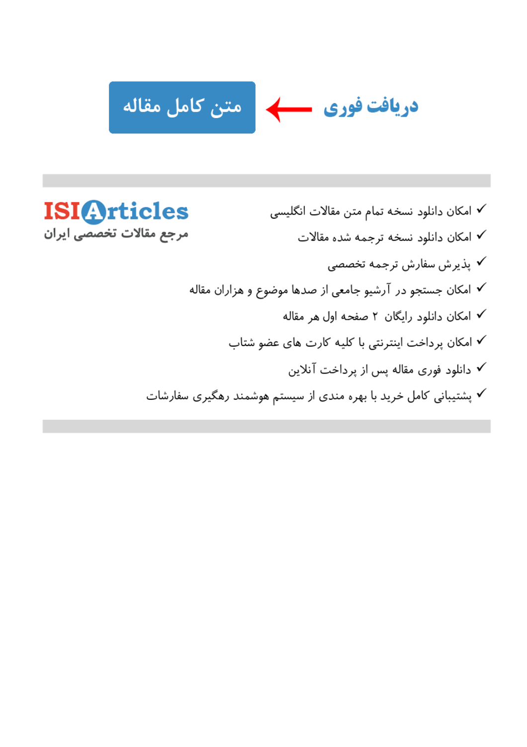دریافت فوری ← متن کامل مقاله

ISIArticles
مرجع مقالات تخصصی ایران

- ✓ امکان دانلود نسخه تمام متن مقالات انگلیسی
- ✓ امکان دانلود نسخه ترجمه شده مقالات
- ✓ پذیرش سفارش ترجمه تخصصی
- ✓ امکان جستجو در آرشیو جامعی از صدها موضوع و هزاران مقاله
- ✓ امکان دانلود رایگان ۲ صفحه اول هر مقاله
- ✓ امکان پرداخت اینترنتی با کلیه کارت های عضو شتاب
- ✓ دانلود فوری مقاله پس از پرداخت آنلاین
- ✓ پشتیبانی کامل خرید با بهره مندی از سیستم هوشمند رهگیری سفارشات